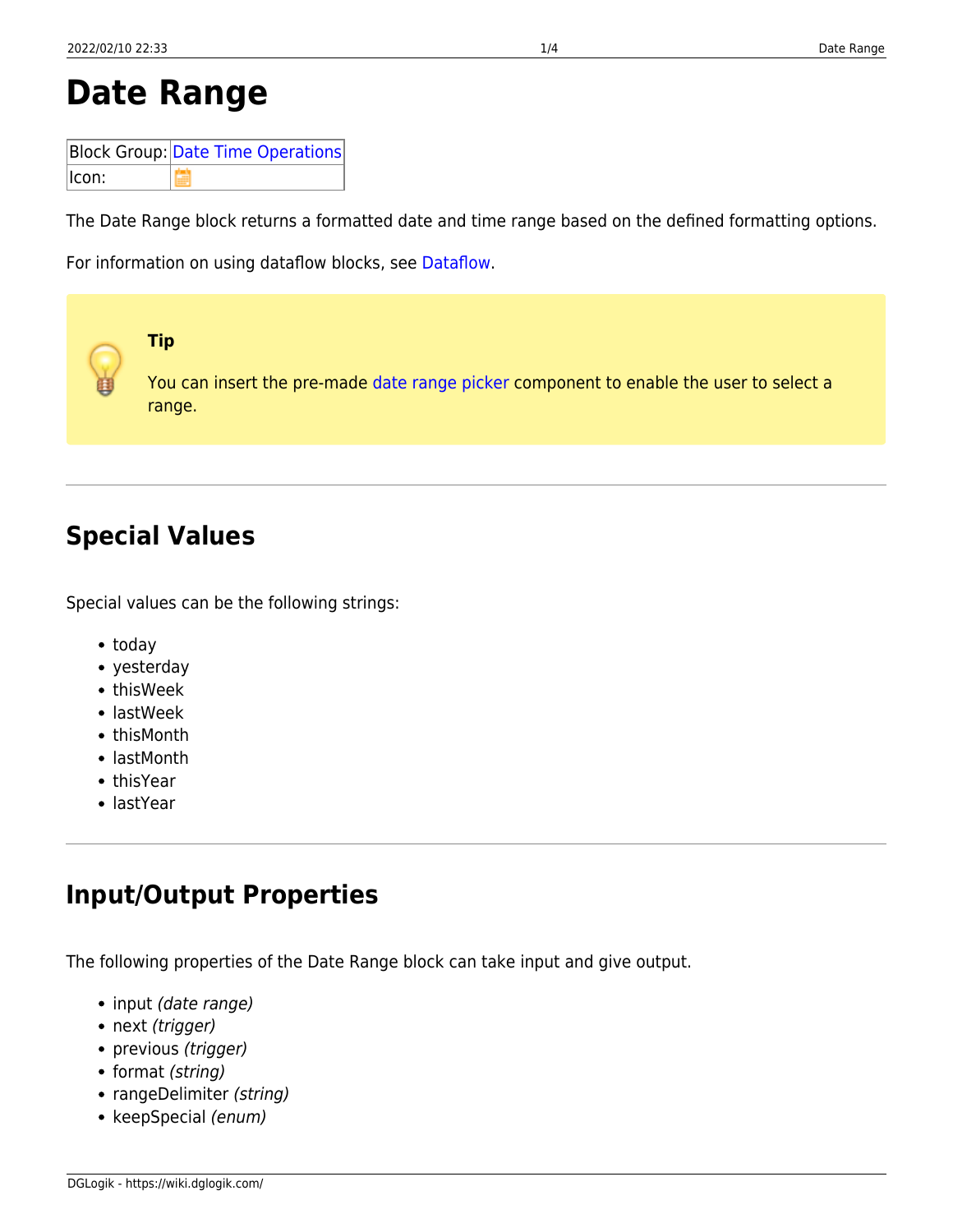# Date Range

| Block Group: | Date Time Operations |
|---|---|
| Icon: | |

The Date Range block returns a formatted date and time range based on the defined formatting options.

For information on using dataflow blocks, see Dataflow.

**Tip**

You can insert the pre-made date range picker component to enable the user to select a range.

---

## Special Values

Special values can be the following strings:

- today
- yesterday
- thisWeek
- lastWeek
- thisMonth
- lastMonth
- thisYear
- lastYear

---

## Input/Output Properties

The following properties of the Date Range block can take input and give output.

- input *(date range)*
- next *(trigger)*
- previous *(trigger)*
- format *(string)*
- rangeDelimiter *(string)*
- keepSpecial *(enum)*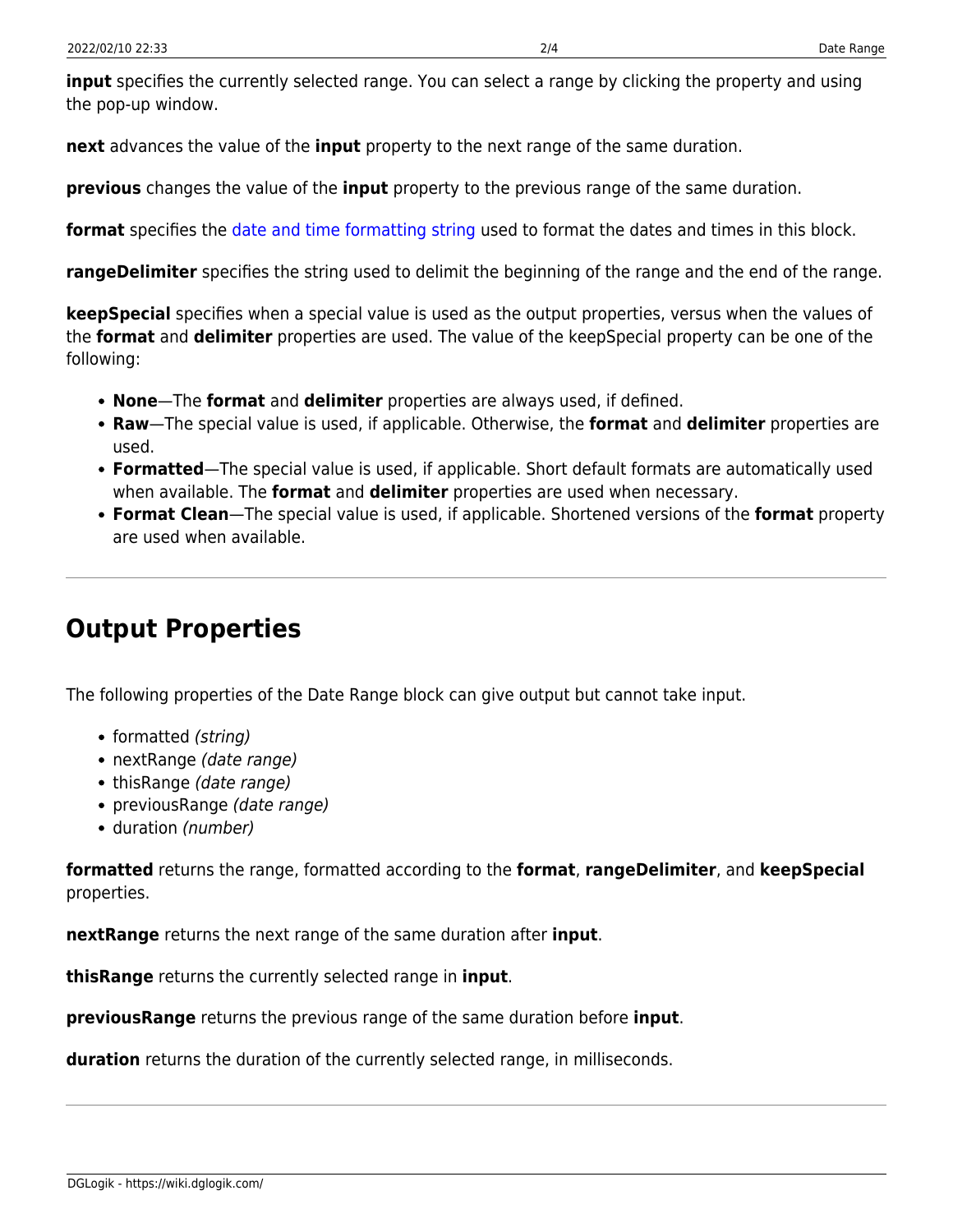**input** specifies the currently selected range. You can select a range by clicking the property and using the pop-up window.

**next** advances the value of the **input** property to the next range of the same duration.

**previous** changes the value of the **input** property to the previous range of the same duration.

**format** specifies the date and time formatting string used to format the dates and times in this block.

**rangeDelimiter** specifies the string used to delimit the beginning of the range and the end of the range.

**keepSpecial** specifies when a special value is used as the output properties, versus when the values of the **format** and **delimiter** properties are used. The value of the keepSpecial property can be one of the following:

- **None**—The **format** and **delimiter** properties are always used, if defined.
- **Raw**—The special value is used, if applicable. Otherwise, the **format** and **delimiter** properties are used.
- **Formatted**—The special value is used, if applicable. Short default formats are automatically used when available. The **format** and **delimiter** properties are used when necessary.
- **Format Clean**—The special value is used, if applicable. Shortened versions of the **format** property are used when available.

---

## Output Properties

The following properties of the Date Range block can give output but cannot take input.

- formatted *(string)*
- nextRange *(date range)*
- thisRange *(date range)*
- previousRange *(date range)*
- duration *(number)*

**formatted** returns the range, formatted according to the **format**, **rangeDelimiter**, and **keepSpecial** properties.

**nextRange** returns the next range of the same duration after **input**.

**thisRange** returns the currently selected range in **input**.

**previousRange** returns the previous range of the same duration before **input**.

**duration** returns the duration of the currently selected range, in milliseconds.

---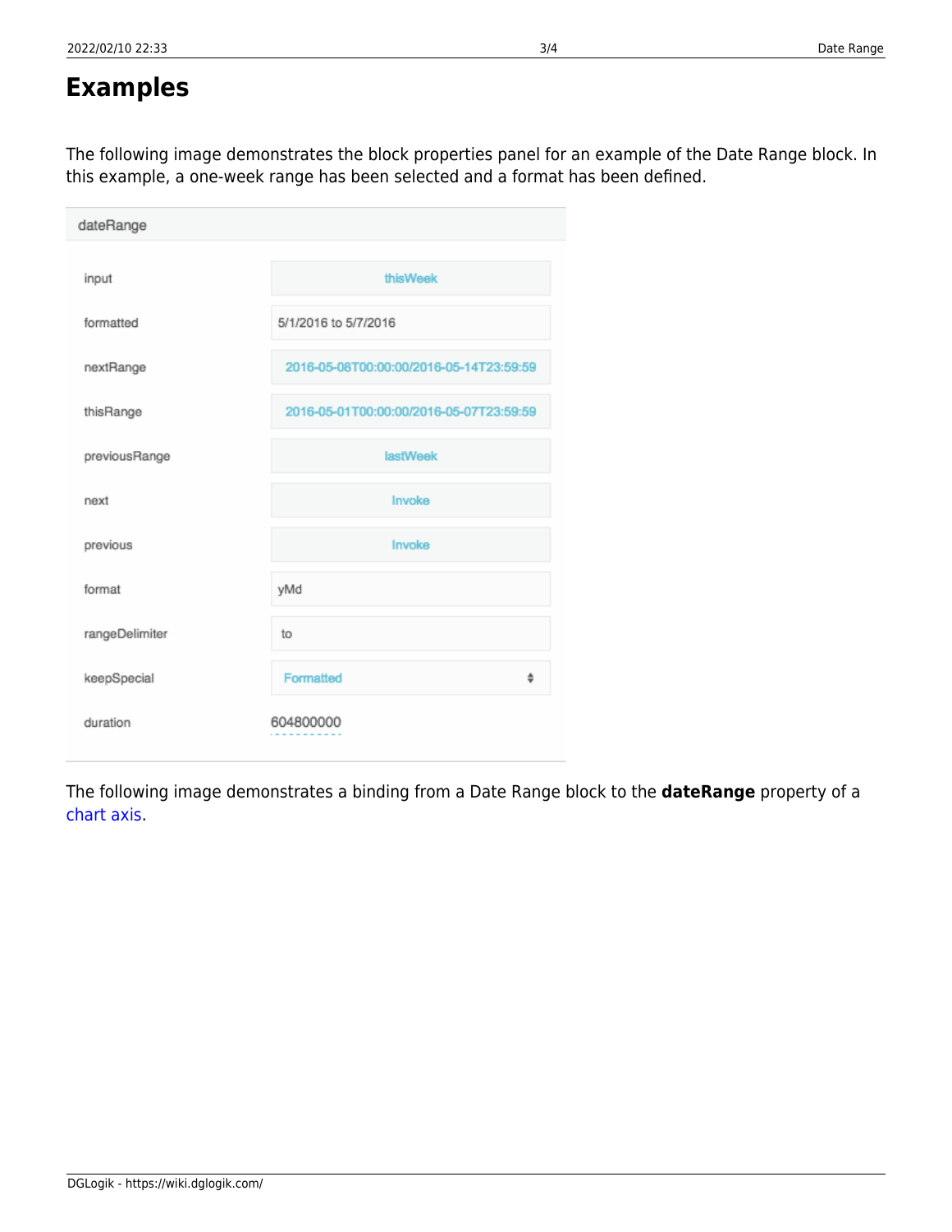# Examples

The following image demonstrates the block properties panel for an example of the Date Range block. In this example, a one-week range has been selected and a format has been defined.

| dateRange | |
|---|---|
| input | thisWeek |
| formatted | 5/1/2016 to 5/7/2016 |
| nextRange | 2016-05-08T00:00:00/2016-05-14T23:59:59 |
| thisRange | 2016-05-01T00:00:00/2016-05-07T23:59:59 |
| previousRange | lastWeek |
| next | Invoke |
| previous | Invoke |
| format | yMd |
| rangeDelimiter | to |
| keepSpecial | Formatted |
| duration | 604800000 |

The following image demonstrates a binding from a Date Range block to the **dateRange** property of a chart axis.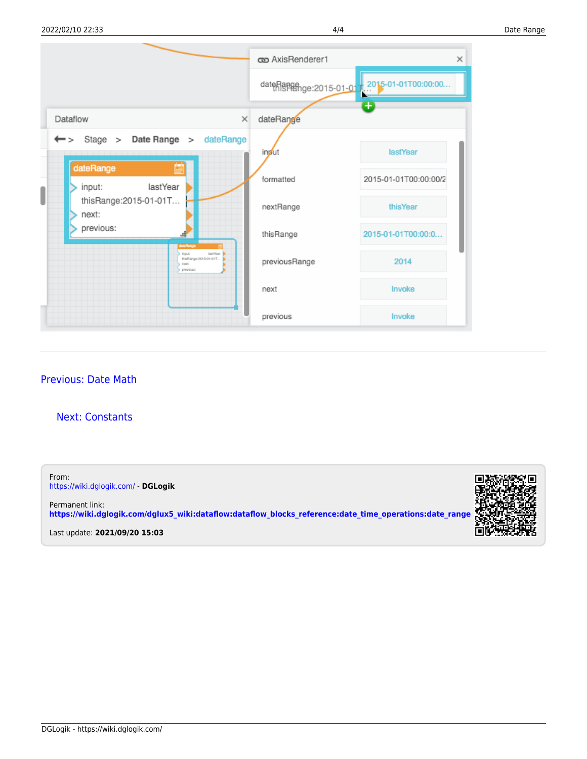---

[Previous: Date Math](#)

[Next: Constants](#)

From:
https://wiki.dglogik.com/ - **DGLogik**

Permanent link:
**https://wiki.dglogik.com/dglux5_wiki:dataflow:dataflow_blocks_reference:date_time_operations:date_range**

Last update: **2021/09/20 15:03**